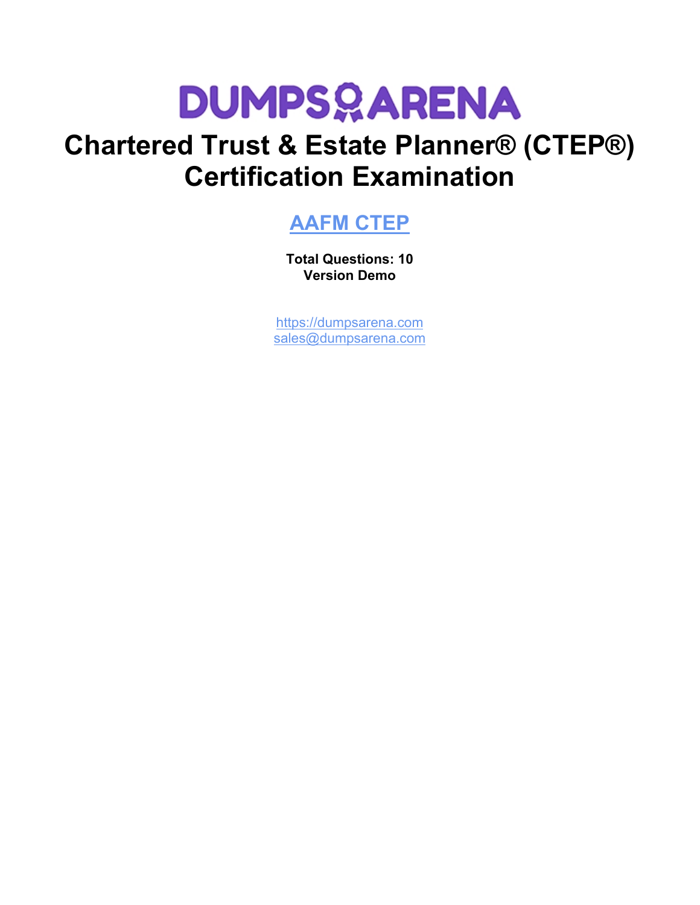# DUMPSARENA

# Chartered Trust & Estate Planner® (CTEP®) Certification Examination

## [AAFM CTEP](https://dumpsarena.com)

**Total Questions: 10**
**Version Demo**

[https://dumpsarena.com](https://dumpsarena.com)
[sales@dumpsarena.com](mailto:sales@dumpsarena.com)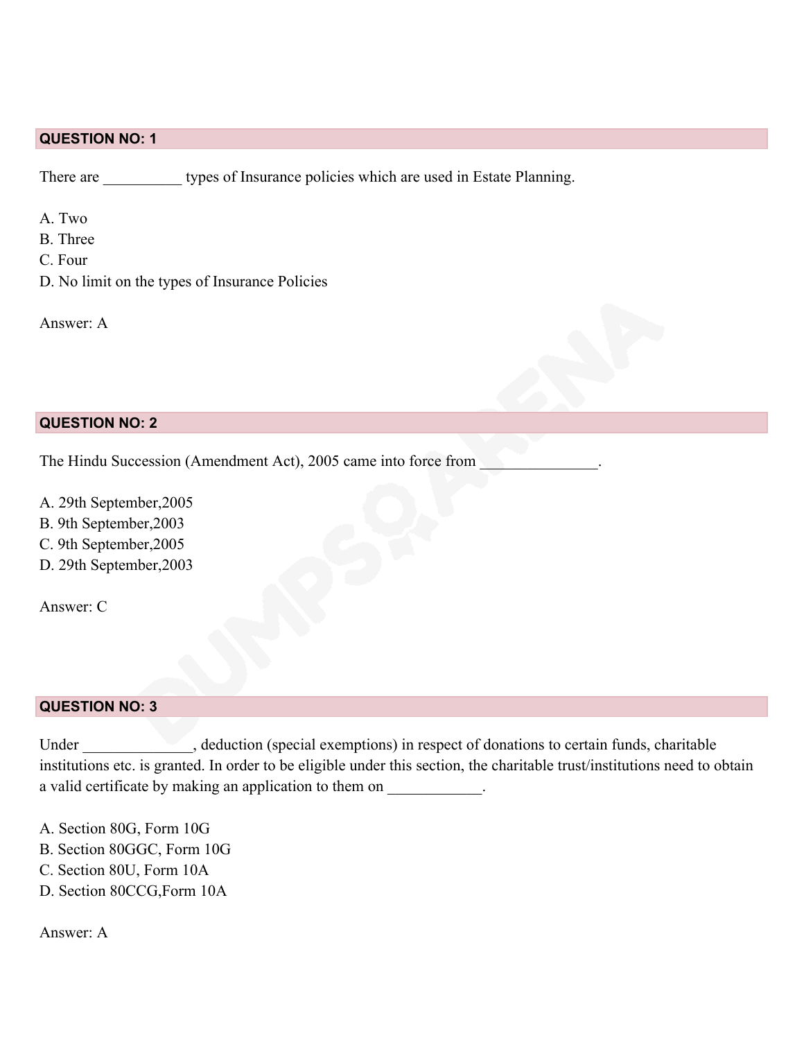## QUESTION NO: 1

There are __________ types of Insurance policies which are used in Estate Planning.

A. Two
B. Three
C. Four
D. No limit on the types of Insurance Policies

Answer: A

## QUESTION NO: 2

The Hindu Succession (Amendment Act), 2005 came into force from _______________.

A. 29th September,2005
B. 9th September,2003
C. 9th September,2005
D. 29th September,2003

Answer: C

## QUESTION NO: 3

Under ______________, deduction (special exemptions) in respect of donations to certain funds, charitable institutions etc. is granted. In order to be eligible under this section, the charitable trust/institutions need to obtain a valid certificate by making an application to them on ____________.

A. Section 80G, Form 10G
B. Section 80GGC, Form 10G
C. Section 80U, Form 10A
D. Section 80CCG,Form 10A

Answer: A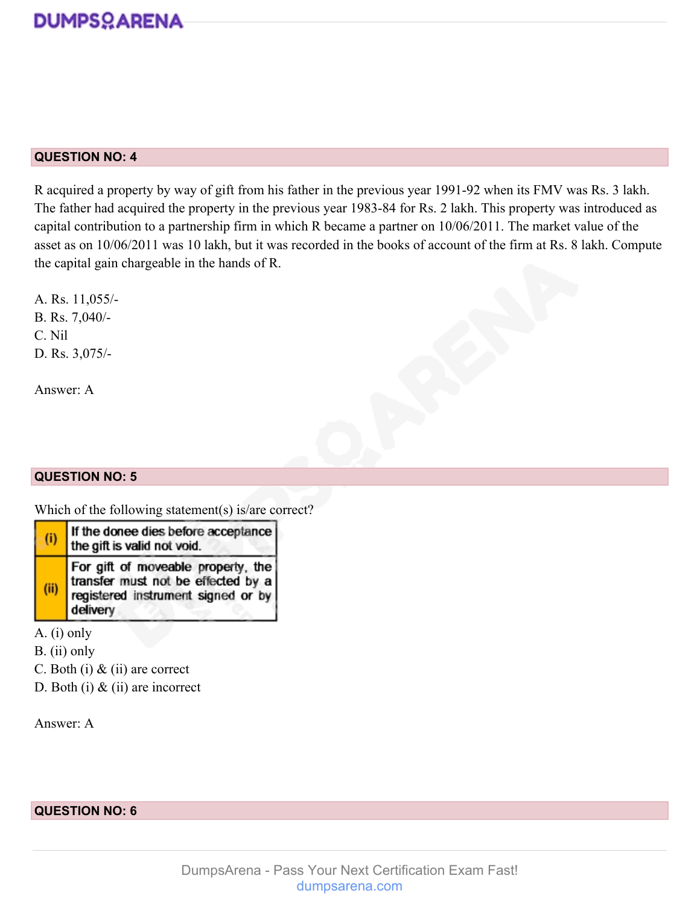## QUESTION NO: 4

R acquired a property by way of gift from his father in the previous year 1991-92 when its FMV was Rs. 3 lakh. The father had acquired the property in the previous year 1983-84 for Rs. 2 lakh. This property was introduced as capital contribution to a partnership firm in which R became a partner on 10/06/2011. The market value of the asset as on 10/06/2011 was 10 lakh, but it was recorded in the books of account of the firm at Rs. 8 lakh. Compute the capital gain chargeable in the hands of R.

A. Rs. 11,055/-
B. Rs. 7,040/-
C. Nil
D. Rs. 3,075/-

Answer: A

## QUESTION NO: 5

Which of the following statement(s) is/are correct?

| (i) | If the donee dies before acceptance the gift is valid not void. |
|---|---|
| (ii) | For gift of moveable property, the transfer must not be effected by a registered instrument signed or by delivery |

A. (i) only
B. (ii) only
C. Both (i) & (ii) are correct
D. Both (i) & (ii) are incorrect

Answer: A

## QUESTION NO: 6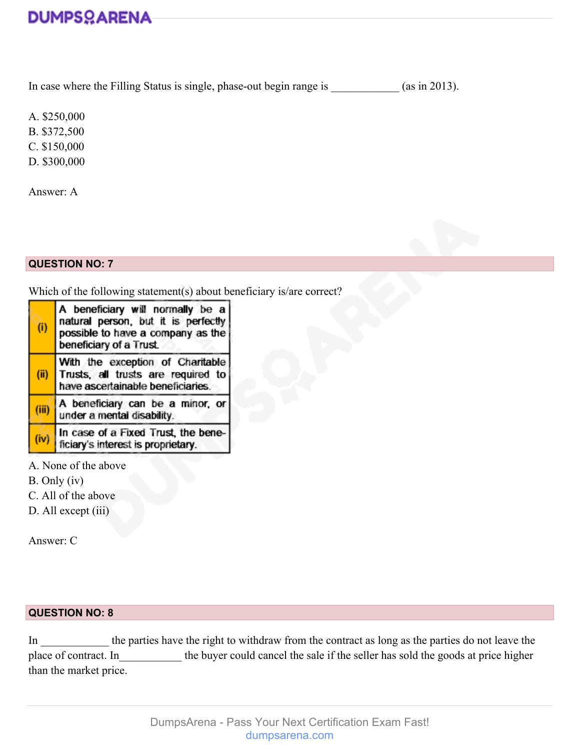In case where the Filling Status is single, phase-out begin range is ____________ (as in 2013).

A. $250,000
B. $372,500
C. $150,000
D. $300,000

Answer: A

## QUESTION NO: 7

Which of the following statement(s) about beneficiary is/are correct?

| | |
|---|---|
| (i) | A beneficiary will normally be a natural person, but it is perfectly possible to have a company as the beneficiary of a Trust. |
| (ii) | With the exception of Charitable Trusts, all trusts are required to have ascertainable beneficiaries. |
| (iii) | A beneficiary can be a minor, or under a mental disability. |
| (iv) | In case of a Fixed Trust, the beneficiary's interest is proprietary. |

A. None of the above
B. Only (iv)
C. All of the above
D. All except (iii)

Answer: C

## QUESTION NO: 8

In ____________ the parties have the right to withdraw from the contract as long as the parties do not leave the place of contract. In___________ the buyer could cancel the sale if the seller has sold the goods at price higher than the market price.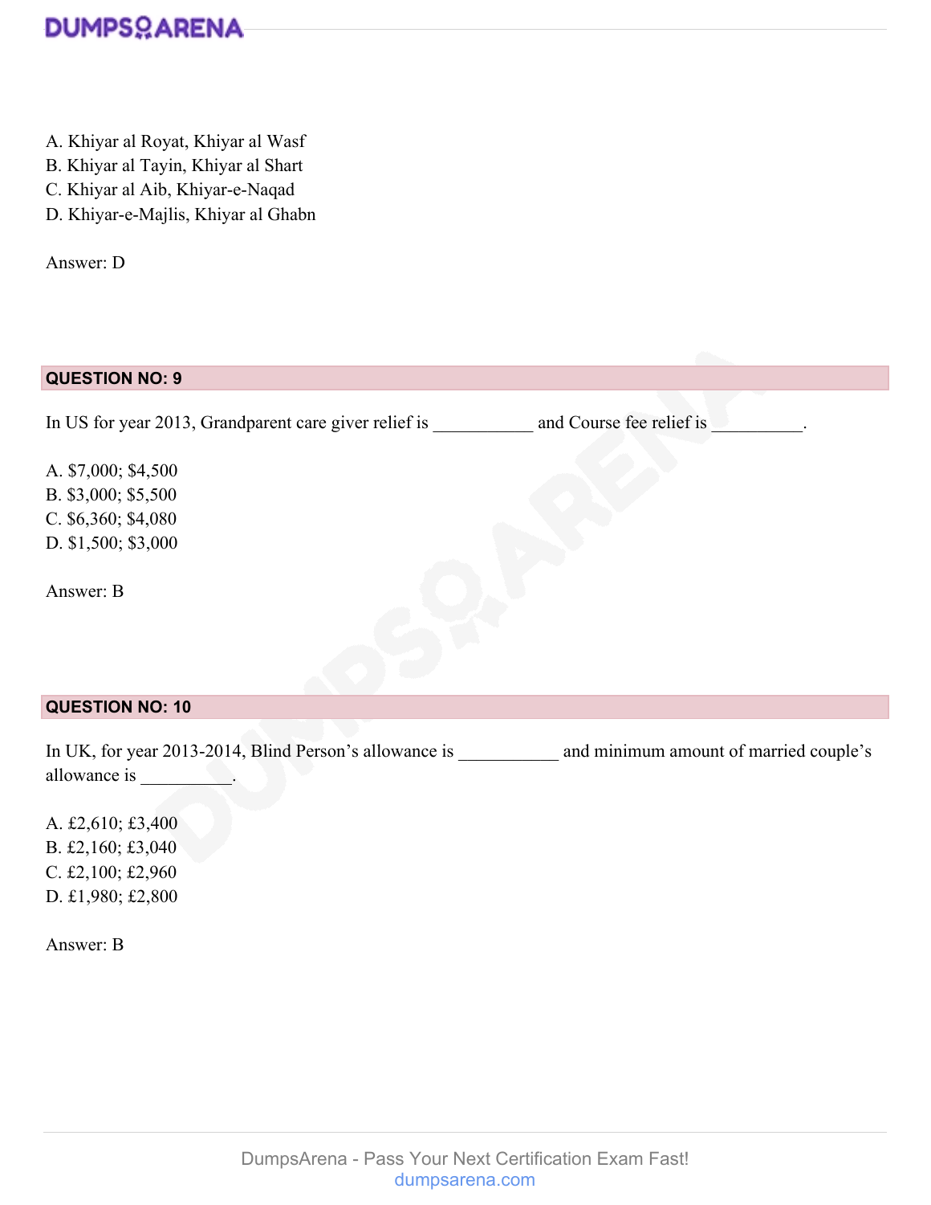A. Khiyar al Royat, Khiyar al Wasf
B. Khiyar al Tayin, Khiyar al Shart
C. Khiyar al Aib, Khiyar-e-Naqad
D. Khiyar-e-Majlis, Khiyar al Ghabn

Answer: D

## QUESTION NO: 9

In US for year 2013, Grandparent care giver relief is ___________ and Course fee relief is __________.

A. $7,000; $4,500
B. $3,000; $5,500
C. $6,360; $4,080
D. $1,500; $3,000

Answer: B

## QUESTION NO: 10

In UK, for year 2013-2014, Blind Person's allowance is ___________ and minimum amount of married couple's allowance is __________.

A. £2,610; £3,400
B. £2,160; £3,040
C. £2,100; £2,960
D. £1,980; £2,800

Answer: B